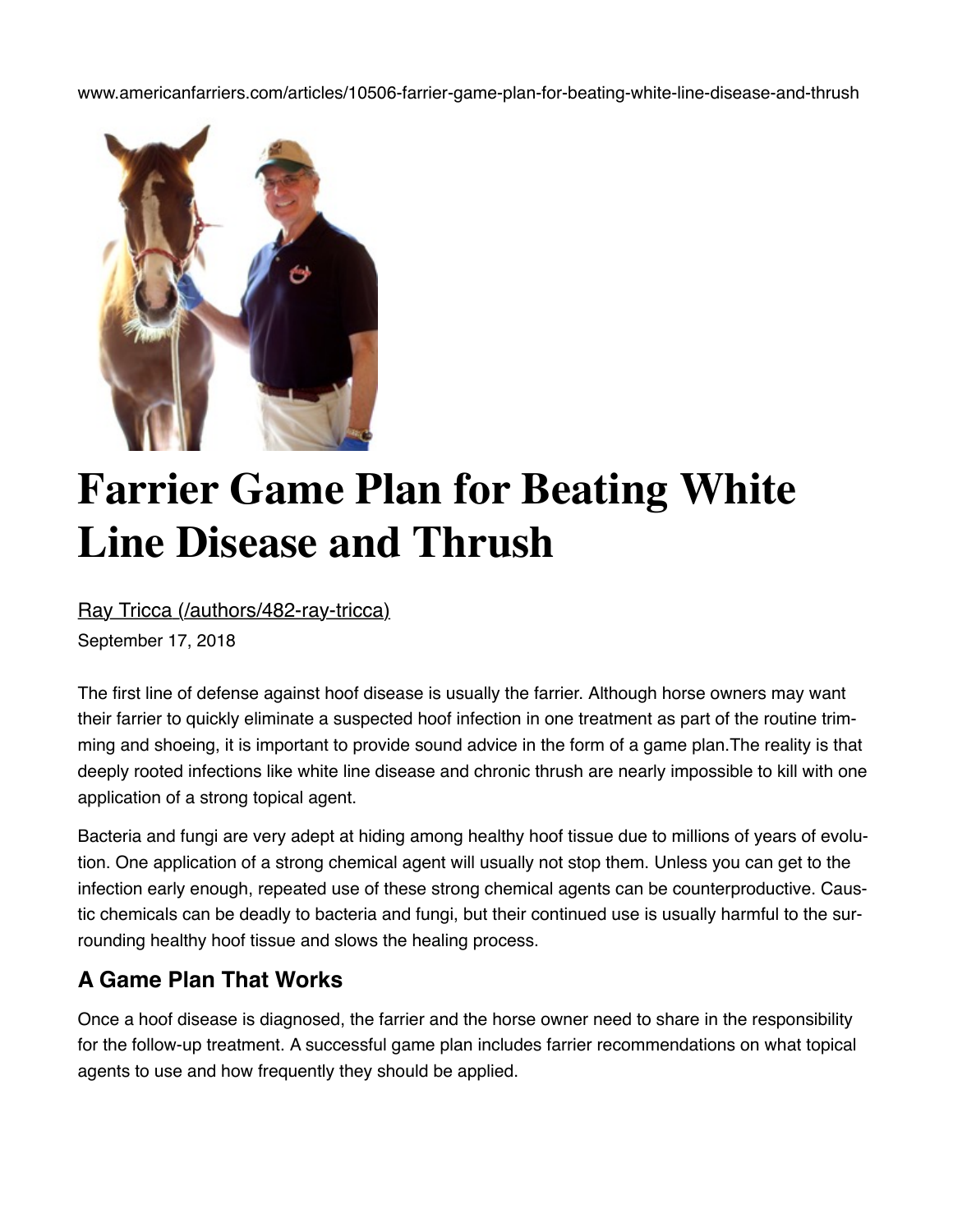www.americanfarriers.com/articles/10506-farrier-game-plan-for-beating-white-line-disease-and-thrush

# Farrier Game Plan for Beating White Line Disease and Thrush

Ray Tricca (/authors/482-ray-tricca)

September 17, 2018

The first line of defense against hoof disease is usually the farrier. Although horse owners may want their farrier to quickly eliminate a suspected hoof infection in one treatment as part of the routine trimming and shoeing, it is important to provide sound advice in the form of a game plan.The reality is that deeply rooted infections like white line disease and chronic thrush are nearly impossible to kill with one application of a strong topical agent.

Bacteria and fungi are very adept at hiding among healthy hoof tissue due to millions of years of evolution. One application of a strong chemical agent will usually not stop them. Unless you can get to the infection early enough, repeated use of these strong chemical agents can be counterproductive. Caustic chemicals can be deadly to bacteria and fungi, but their continued use is usually harmful to the surrounding healthy hoof tissue and slows the healing process.

## A Game Plan That Works

Once a hoof disease is diagnosed, the farrier and the horse owner need to share in the responsibility for the follow-up treatment. A successful game plan includes farrier recommendations on what topical agents to use and how frequently they should be applied.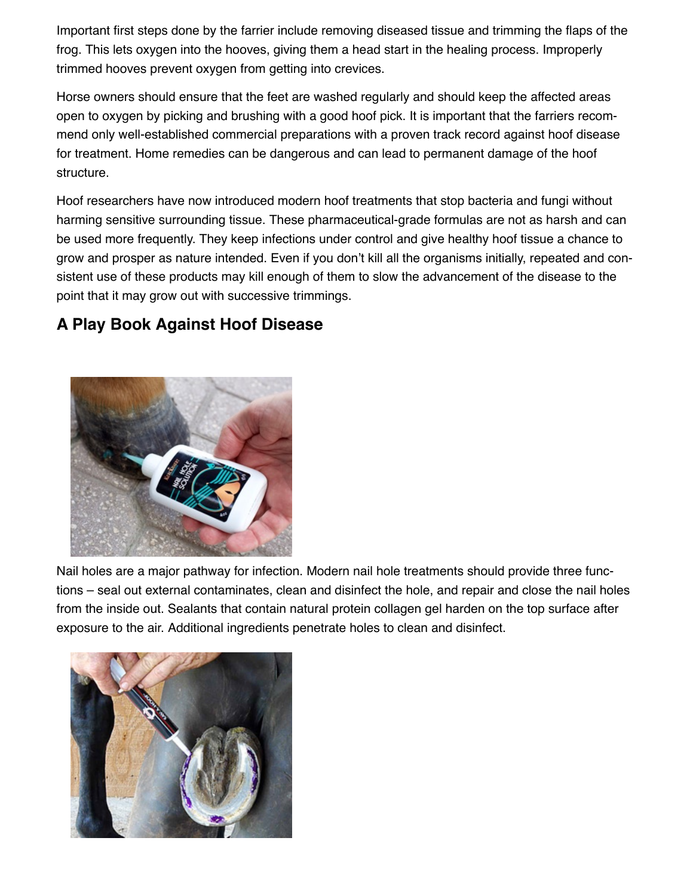Important first steps done by the farrier include removing diseased tissue and trimming the flaps of the frog. This lets oxygen into the hooves, giving them a head start in the healing process. Improperly trimmed hooves prevent oxygen from getting into crevices.

Horse owners should ensure that the feet are washed regularly and should keep the affected areas open to oxygen by picking and brushing with a good hoof pick. It is important that the farriers recommend only well-established commercial preparations with a proven track record against hoof disease for treatment. Home remedies can be dangerous and can lead to permanent damage of the hoof structure.

Hoof researchers have now introduced modern hoof treatments that stop bacteria and fungi without harming sensitive surrounding tissue. These pharmaceutical-grade formulas are not as harsh and can be used more frequently. They keep infections under control and give healthy hoof tissue a chance to grow and prosper as nature intended. Even if you don't kill all the organisms initially, repeated and consistent use of these products may kill enough of them to slow the advancement of the disease to the point that it may grow out with successive trimmings.

## A Play Book Against Hoof Disease

Nail holes are a major pathway for infection. Modern nail hole treatments should provide three functions – seal out external contaminates, clean and disinfect the hole, and repair and close the nail holes from the inside out. Sealants that contain natural protein collagen gel harden on the top surface after exposure to the air. Additional ingredients penetrate holes to clean and disinfect.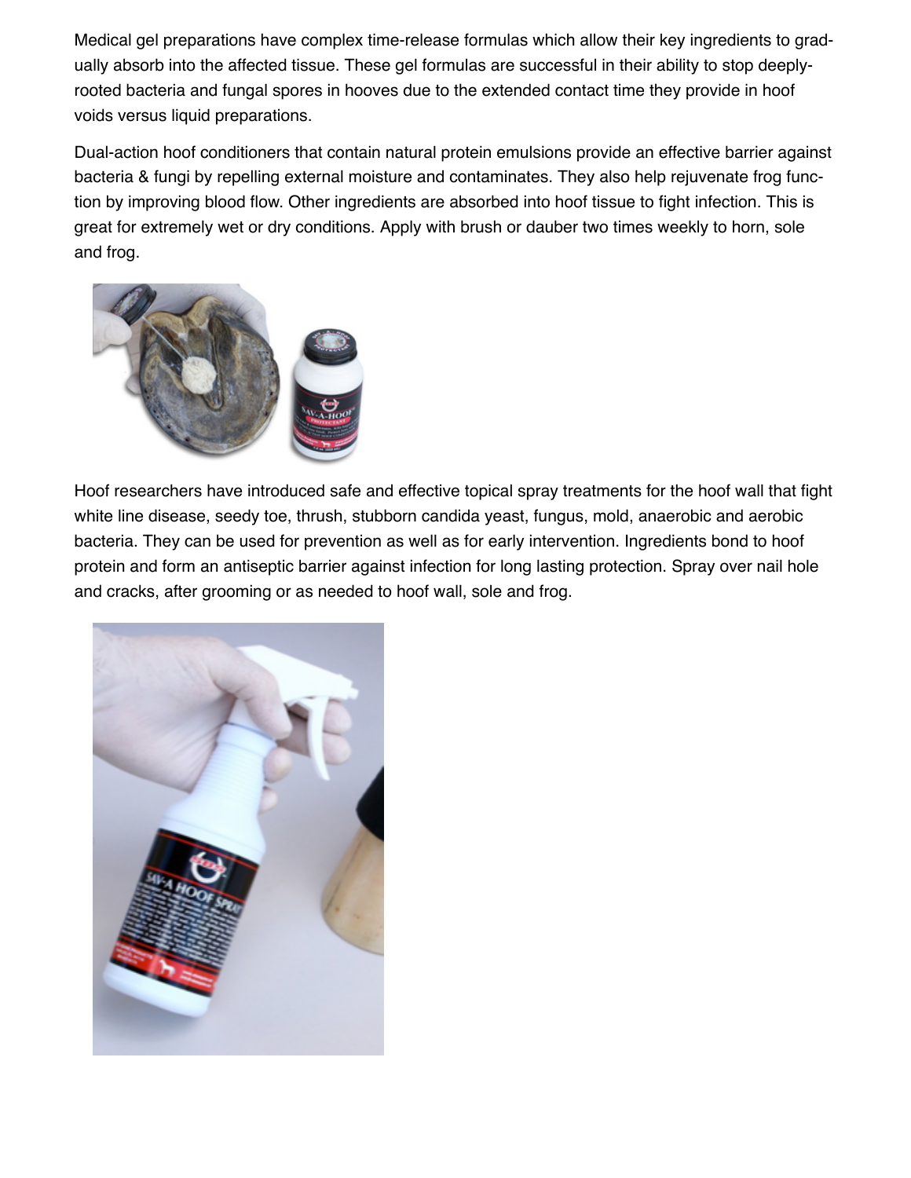Medical gel preparations have complex time-release formulas which allow their key ingredients to gradually absorb into the affected tissue. These gel formulas are successful in their ability to stop deeply-rooted bacteria and fungal spores in hooves due to the extended contact time they provide in hoof voids versus liquid preparations.

Dual-action hoof conditioners that contain natural protein emulsions provide an effective barrier against bacteria & fungi by repelling external moisture and contaminates. They also help rejuvenate frog function by improving blood flow. Other ingredients are absorbed into hoof tissue to fight infection. This is great for extremely wet or dry conditions. Apply with brush or dauber two times weekly to horn, sole and frog.

Hoof researchers have introduced safe and effective topical spray treatments for the hoof wall that fight white line disease, seedy toe, thrush, stubborn candida yeast, fungus, mold, anaerobic and aerobic bacteria. They can be used for prevention as well as for early intervention. Ingredients bond to hoof protein and form an antiseptic barrier against infection for long lasting protection. Spray over nail hole and cracks, after grooming or as needed to hoof wall, sole and frog.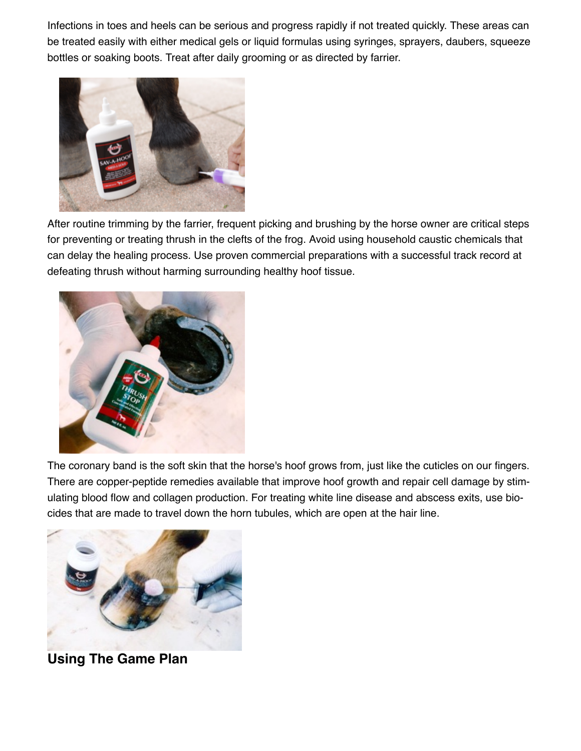Infections in toes and heels can be serious and progress rapidly if not treated quickly. These areas can be treated easily with either medical gels or liquid formulas using syringes, sprayers, daubers, squeeze bottles or soaking boots. Treat after daily grooming or as directed by farrier.

After routine trimming by the farrier, frequent picking and brushing by the horse owner are critical steps for preventing or treating thrush in the clefts of the frog. Avoid using household caustic chemicals that can delay the healing process. Use proven commercial preparations with a successful track record at defeating thrush without harming surrounding healthy hoof tissue.

The coronary band is the soft skin that the horse's hoof grows from, just like the cuticles on our fingers. There are copper-peptide remedies available that improve hoof growth and repair cell damage by stimulating blood flow and collagen production. For treating white line disease and abscess exits, use biocides that are made to travel down the horn tubules, which are open at the hair line.

## Using The Game Plan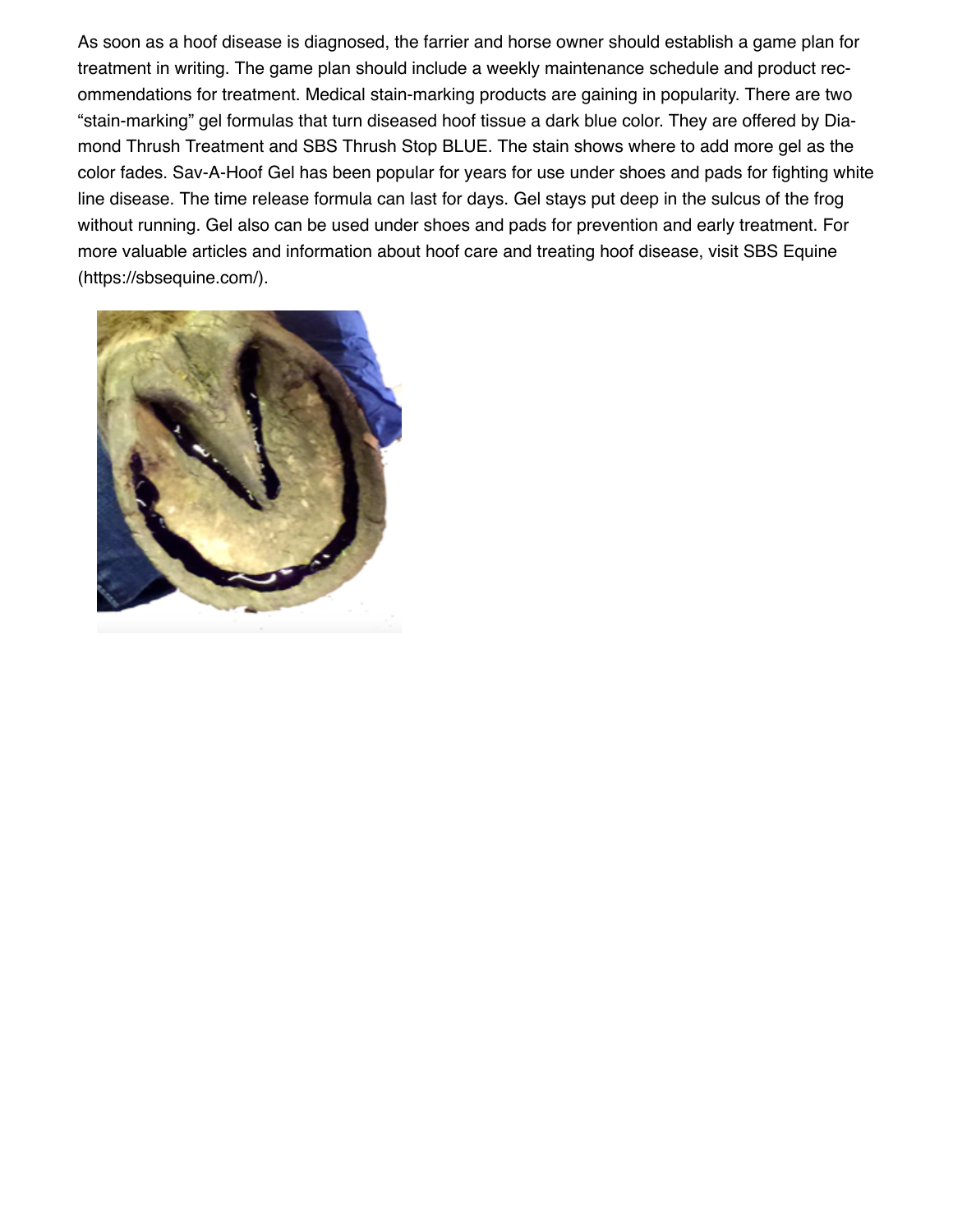As soon as a hoof disease is diagnosed, the farrier and horse owner should establish a game plan for treatment in writing. The game plan should include a weekly maintenance schedule and product recommendations for treatment. Medical stain-marking products are gaining in popularity. There are two "stain-marking" gel formulas that turn diseased hoof tissue a dark blue color. They are offered by Diamond Thrush Treatment and SBS Thrush Stop BLUE. The stain shows where to add more gel as the color fades. Sav-A-Hoof Gel has been popular for years for use under shoes and pads for fighting white line disease. The time release formula can last for days. Gel stays put deep in the sulcus of the frog without running. Gel also can be used under shoes and pads for prevention and early treatment. For more valuable articles and information about hoof care and treating hoof disease, visit SBS Equine (https://sbsequine.com/).